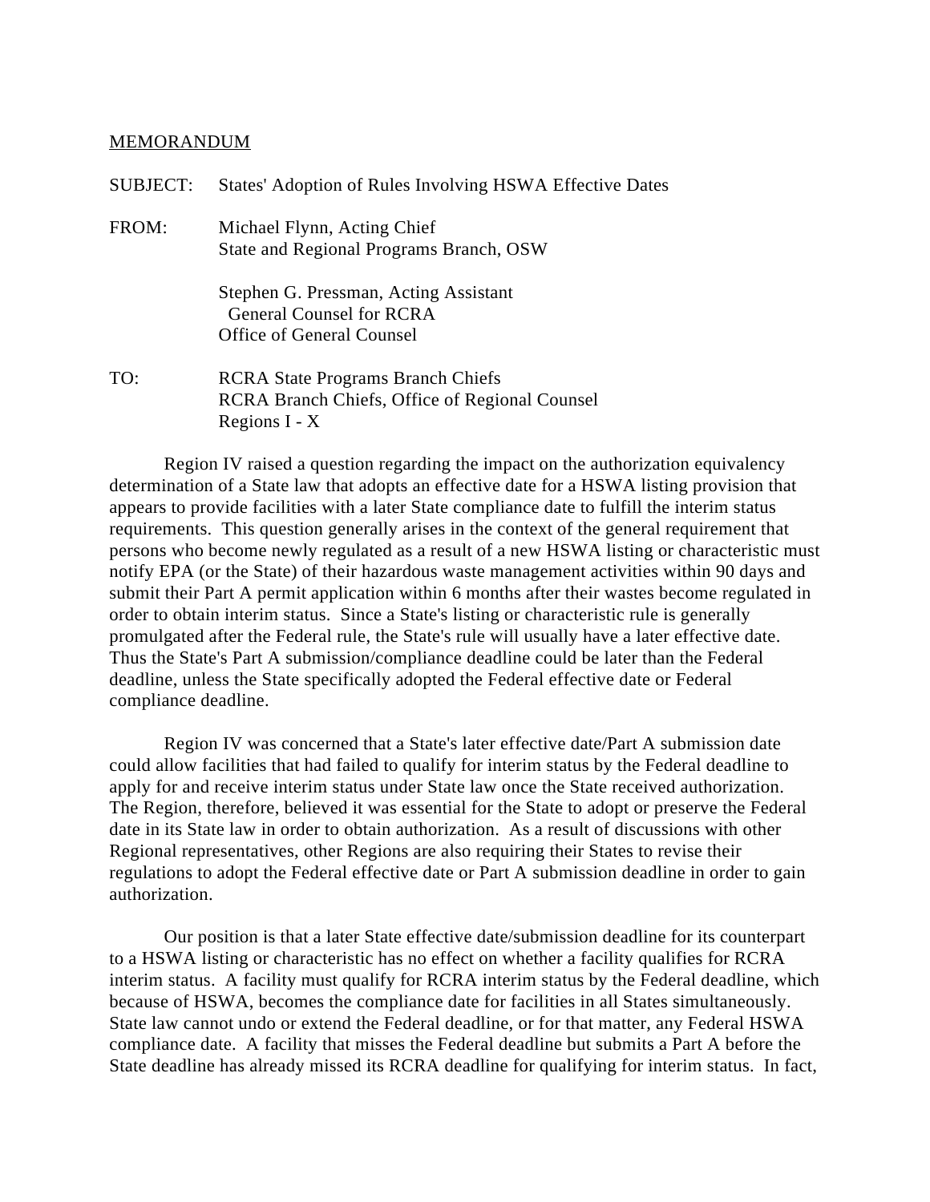MEMORANDUM

SUBJECT: States' Adoption of Rules Involving HSWA Effective Dates

FROM: Michael Flynn, Acting Chief
State and Regional Programs Branch, OSW

Stephen G. Pressman, Acting Assistant
General Counsel for RCRA
Office of General Counsel

TO: RCRA State Programs Branch Chiefs
RCRA Branch Chiefs, Office of Regional Counsel
Regions I - X

Region IV raised a question regarding the impact on the authorization equivalency determination of a State law that adopts an effective date for a HSWA listing provision that appears to provide facilities with a later State compliance date to fulfill the interim status requirements. This question generally arises in the context of the general requirement that persons who become newly regulated as a result of a new HSWA listing or characteristic must notify EPA (or the State) of their hazardous waste management activities within 90 days and submit their Part A permit application within 6 months after their wastes become regulated in order to obtain interim status. Since a State's listing or characteristic rule is generally promulgated after the Federal rule, the State's rule will usually have a later effective date. Thus the State's Part A submission/compliance deadline could be later than the Federal deadline, unless the State specifically adopted the Federal effective date or Federal compliance deadline.

Region IV was concerned that a State's later effective date/Part A submission date could allow facilities that had failed to qualify for interim status by the Federal deadline to apply for and receive interim status under State law once the State received authorization. The Region, therefore, believed it was essential for the State to adopt or preserve the Federal date in its State law in order to obtain authorization. As a result of discussions with other Regional representatives, other Regions are also requiring their States to revise their regulations to adopt the Federal effective date or Part A submission deadline in order to gain authorization.

Our position is that a later State effective date/submission deadline for its counterpart to a HSWA listing or characteristic has no effect on whether a facility qualifies for RCRA interim status. A facility must qualify for RCRA interim status by the Federal deadline, which because of HSWA, becomes the compliance date for facilities in all States simultaneously. State law cannot undo or extend the Federal deadline, or for that matter, any Federal HSWA compliance date. A facility that misses the Federal deadline but submits a Part A before the State deadline has already missed its RCRA deadline for qualifying for interim status. In fact,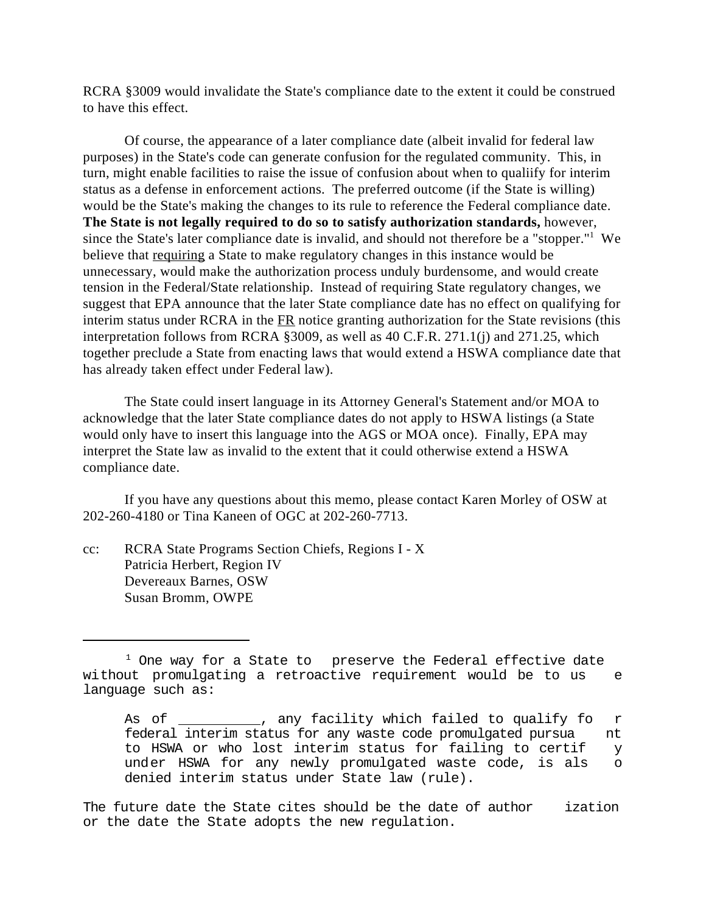RCRA §3009 would invalidate the State's compliance date to the extent it could be construed to have this effect.

Of course, the appearance of a later compliance date (albeit invalid for federal law purposes) in the State's code can generate confusion for the regulated community. This, in turn, might enable facilities to raise the issue of confusion about when to qualiify for interim status as a defense in enforcement actions. The preferred outcome (if the State is willing) would be the State's making the changes to its rule to reference the Federal compliance date. **The State is not legally required to do so to satisfy authorization standards,** however, since the State's later compliance date is invalid, and should not therefore be a "stopper."[1] We believe that <u>requiring</u> a State to make regulatory changes in this instance would be unnecessary, would make the authorization process unduly burdensome, and would create tension in the Federal/State relationship. Instead of requiring State regulatory changes, we suggest that EPA announce that the later State compliance date has no effect on qualifying for interim status under RCRA in the <u>FR</u> notice granting authorization for the State revisions (this interpretation follows from RCRA §3009, as well as 40 C.F.R. 271.1(j) and 271.25, which together preclude a State from enacting laws that would extend a HSWA compliance date that has already taken effect under Federal law).

The State could insert language in its Attorney General's Statement and/or MOA to acknowledge that the later State compliance dates do not apply to HSWA listings (a State would only have to insert this language into the AGS or MOA once). Finally, EPA may interpret the State law as invalid to the extent that it could otherwise extend a HSWA compliance date.

If you have any questions about this memo, please contact Karen Morley of OSW at 202-260-4180 or Tina Kaneen of OGC at 202-260-7713.

cc: RCRA State Programs Section Chiefs, Regions I - X
Patricia Herbert, Region IV
Devereaux Barnes, OSW
Susan Bromm, OWPE

---

[1] One way for a State to preserve the Federal effective date without promulgating a retroactive requirement would be to use language such as:

> As of __________, any facility which failed to qualify for federal interim status for any waste code promulgated pursuant to HSWA or who lost interim status for failing to certify under HSWA for any newly promulgated waste code, is also denied interim status under State law (rule).

The future date the State cites should be the date of authorization or the date the State adopts the new regulation.